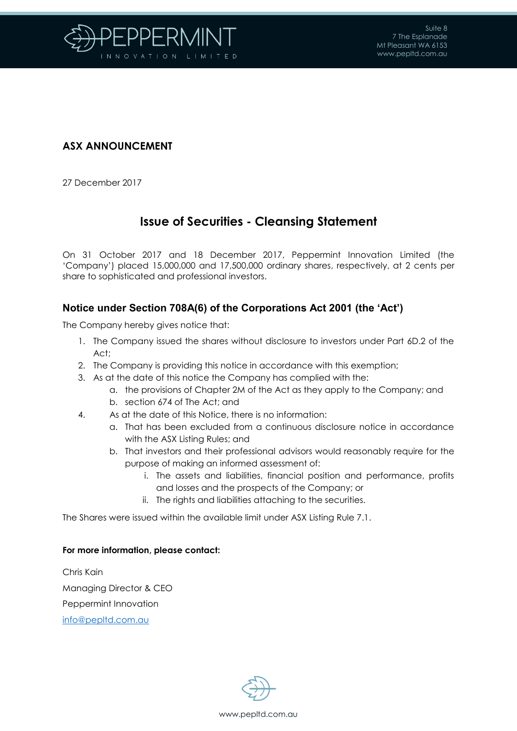Suite 8
7 The Esplanade
Mt Pleasant WA 6153
www.pepltd.com.au

**ASX ANNOUNCEMENT**

27 December 2017

# Issue of Securities - Cleansing Statement

On 31 October 2017 and 18 December 2017, Peppermint Innovation Limited (the 'Company') placed 15,000,000 and 17,500,000 ordinary shares, respectively, at 2 cents per share to sophisticated and professional investors.

## Notice under Section 708A(6) of the Corporations Act 2001 (the 'Act')

The Company hereby gives notice that:

1. The Company issued the shares without disclosure to investors under Part 6D.2 of the Act;
2. The Company is providing this notice in accordance with this exemption;
3. As at the date of this notice the Company has complied with the:
   a. the provisions of Chapter 2M of the Act as they apply to the Company; and
   b. section 674 of The Act; and
4. As at the date of this Notice, there is no information:
   a. That has been excluded from a continuous disclosure notice in accordance with the ASX Listing Rules; and
   b. That investors and their professional advisors would reasonably require for the purpose of making an informed assessment of:
      i. The assets and liabilities, financial position and performance, profits and losses and the prospects of the Company; or
      ii. The rights and liabilities attaching to the securities.

The Shares were issued within the available limit under ASX Listing Rule 7.1.

**For more information, please contact:**

Chris Kain

Managing Director & CEO

Peppermint Innovation

info@pepltd.com.au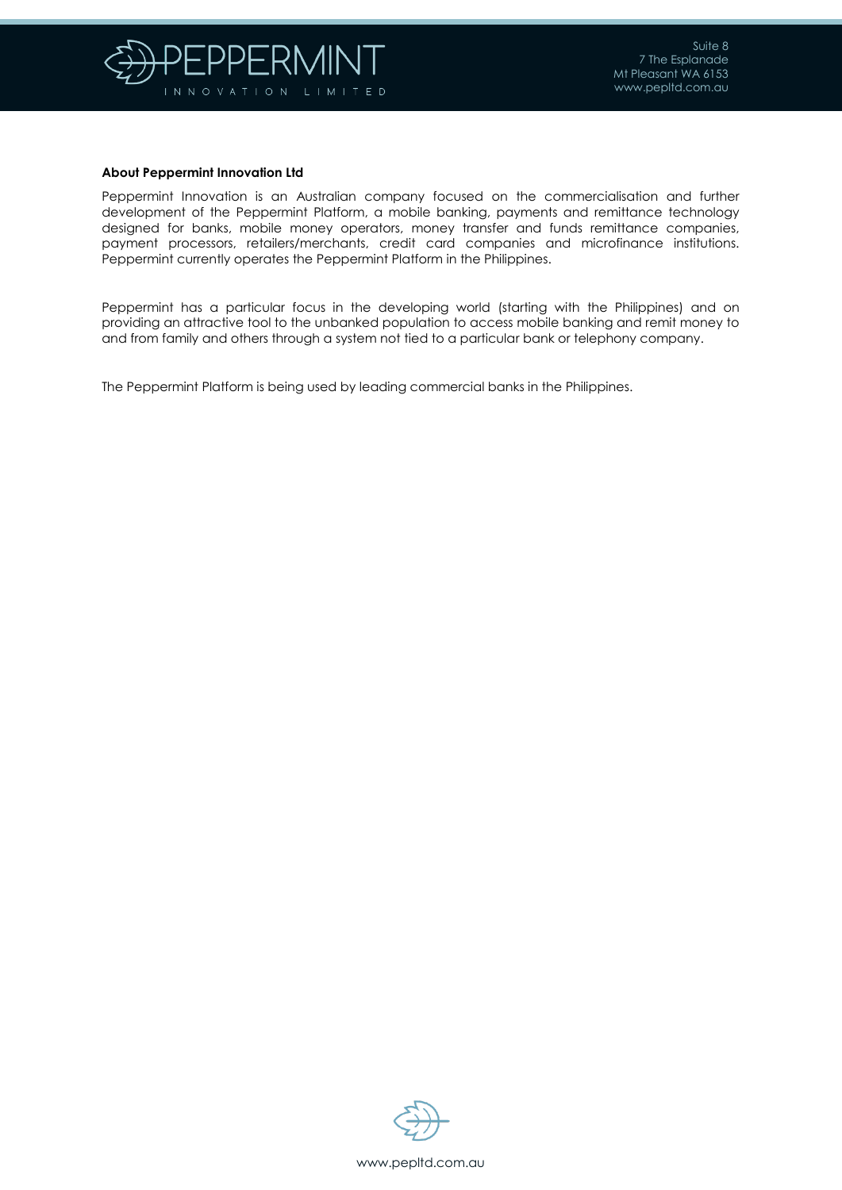**About Peppermint Innovation Ltd**

Peppermint Innovation is an Australian company focused on the commercialisation and further development of the Peppermint Platform, a mobile banking, payments and remittance technology designed for banks, mobile money operators, money transfer and funds remittance companies, payment processors, retailers/merchants, credit card companies and microfinance institutions. Peppermint currently operates the Peppermint Platform in the Philippines.

Peppermint has a particular focus in the developing world (starting with the Philippines) and on providing an attractive tool to the unbanked population to access mobile banking and remit money to and from family and others through a system not tied to a particular bank or telephony company.

The Peppermint Platform is being used by leading commercial banks in the Philippines.